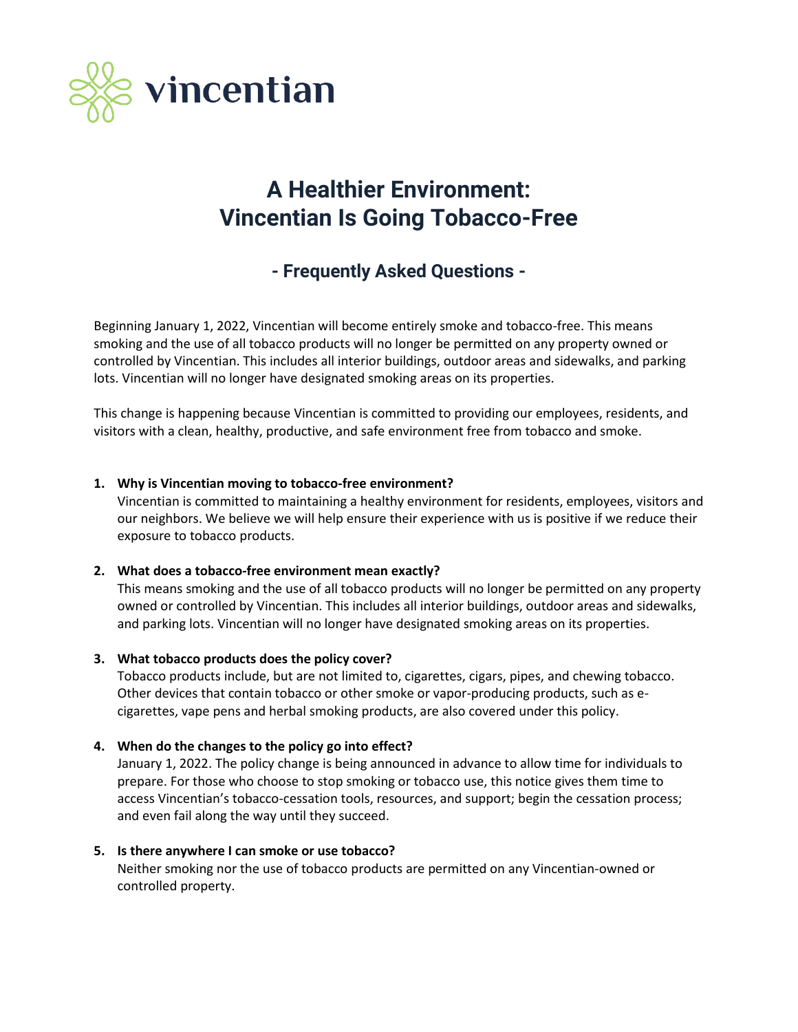vincentian

# A Healthier Environment: Vincentian Is Going Tobacco-Free

## - Frequently Asked Questions -

Beginning January 1, 2022, Vincentian will become entirely smoke and tobacco-free. This means smoking and the use of all tobacco products will no longer be permitted on any property owned or controlled by Vincentian. This includes all interior buildings, outdoor areas and sidewalks, and parking lots. Vincentian will no longer have designated smoking areas on its properties.

This change is happening because Vincentian is committed to providing our employees, residents, and visitors with a clean, healthy, productive, and safe environment free from tobacco and smoke.

1. **Why is Vincentian moving to tobacco-free environment?**
   Vincentian is committed to maintaining a healthy environment for residents, employees, visitors and our neighbors. We believe we will help ensure their experience with us is positive if we reduce their exposure to tobacco products.

2. **What does a tobacco-free environment mean exactly?**
   This means smoking and the use of all tobacco products will no longer be permitted on any property owned or controlled by Vincentian. This includes all interior buildings, outdoor areas and sidewalks, and parking lots. Vincentian will no longer have designated smoking areas on its properties.

3. **What tobacco products does the policy cover?**
   Tobacco products include, but are not limited to, cigarettes, cigars, pipes, and chewing tobacco. Other devices that contain tobacco or other smoke or vapor-producing products, such as e-cigarettes, vape pens and herbal smoking products, are also covered under this policy.

4. **When do the changes to the policy go into effect?**
   January 1, 2022. The policy change is being announced in advance to allow time for individuals to prepare. For those who choose to stop smoking or tobacco use, this notice gives them time to access Vincentian's tobacco-cessation tools, resources, and support; begin the cessation process; and even fail along the way until they succeed.

5. **Is there anywhere I can smoke or use tobacco?**
   Neither smoking nor the use of tobacco products are permitted on any Vincentian-owned or controlled property.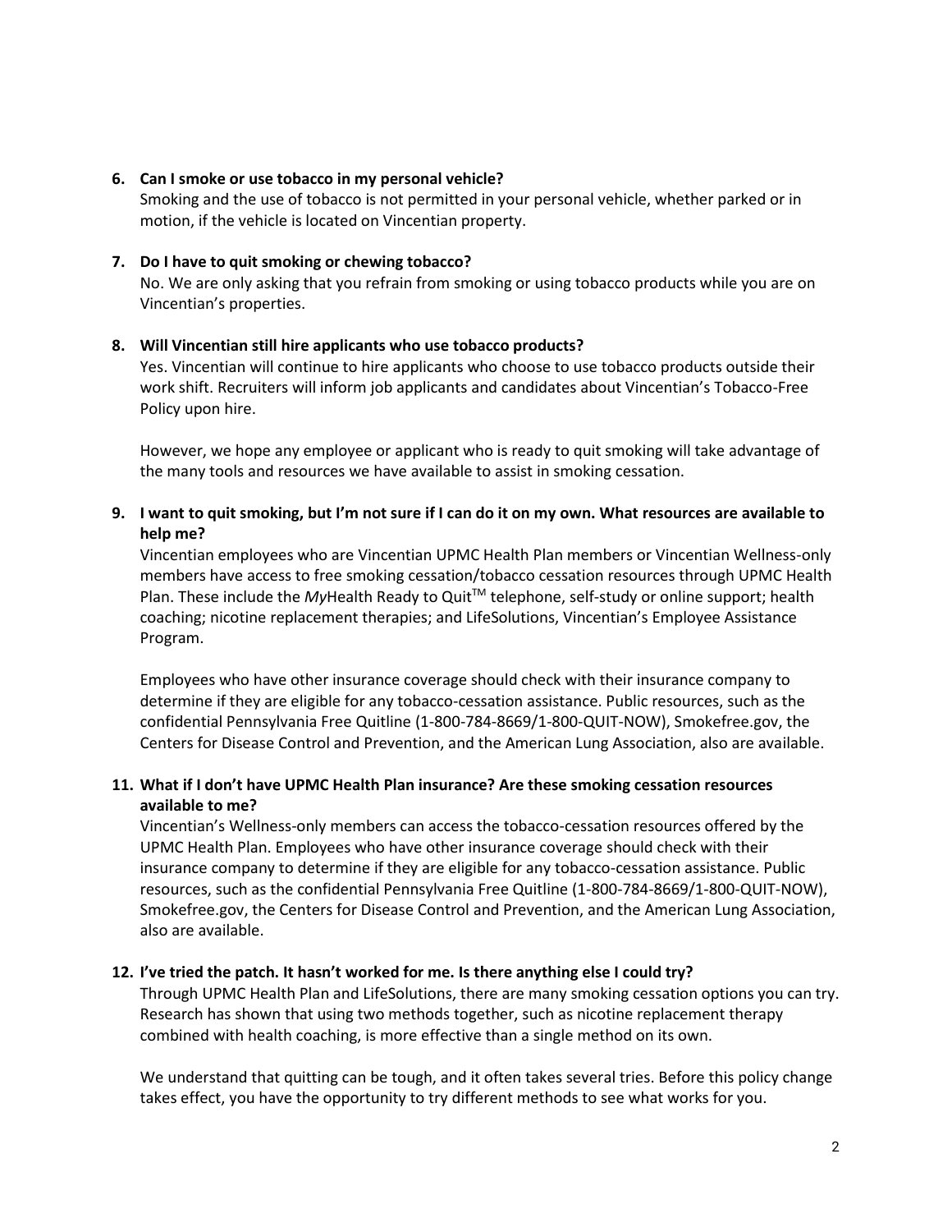6. **Can I smoke or use tobacco in my personal vehicle?**
   Smoking and the use of tobacco is not permitted in your personal vehicle, whether parked or in motion, if the vehicle is located on Vincentian property.

7. **Do I have to quit smoking or chewing tobacco?**
   No. We are only asking that you refrain from smoking or using tobacco products while you are on Vincentian's properties.

8. **Will Vincentian still hire applicants who use tobacco products?**
   Yes. Vincentian will continue to hire applicants who choose to use tobacco products outside their work shift. Recruiters will inform job applicants and candidates about Vincentian's Tobacco-Free Policy upon hire.

   However, we hope any employee or applicant who is ready to quit smoking will take advantage of the many tools and resources we have available to assist in smoking cessation.

9. **I want to quit smoking, but I'm not sure if I can do it on my own. What resources are available to help me?**
   Vincentian employees who are Vincentian UPMC Health Plan members or Vincentian Wellness-only members have access to free smoking cessation/tobacco cessation resources through UPMC Health Plan. These include the *My*Health Ready to Quit™ telephone, self-study or online support; health coaching; nicotine replacement therapies; and LifeSolutions, Vincentian's Employee Assistance Program.

   Employees who have other insurance coverage should check with their insurance company to determine if they are eligible for any tobacco-cessation assistance. Public resources, such as the confidential Pennsylvania Free Quitline (1-800-784-8669/1-800-QUIT-NOW), Smokefree.gov, the Centers for Disease Control and Prevention, and the American Lung Association, also are available.

11. **What if I don't have UPMC Health Plan insurance? Are these smoking cessation resources available to me?**
    Vincentian's Wellness-only members can access the tobacco-cessation resources offered by the UPMC Health Plan. Employees who have other insurance coverage should check with their insurance company to determine if they are eligible for any tobacco-cessation assistance. Public resources, such as the confidential Pennsylvania Free Quitline (1-800-784-8669/1-800-QUIT-NOW), Smokefree.gov, the Centers for Disease Control and Prevention, and the American Lung Association, also are available.

12. **I've tried the patch. It hasn't worked for me. Is there anything else I could try?**
    Through UPMC Health Plan and LifeSolutions, there are many smoking cessation options you can try. Research has shown that using two methods together, such as nicotine replacement therapy combined with health coaching, is more effective than a single method on its own.

    We understand that quitting can be tough, and it often takes several tries. Before this policy change takes effect, you have the opportunity to try different methods to see what works for you.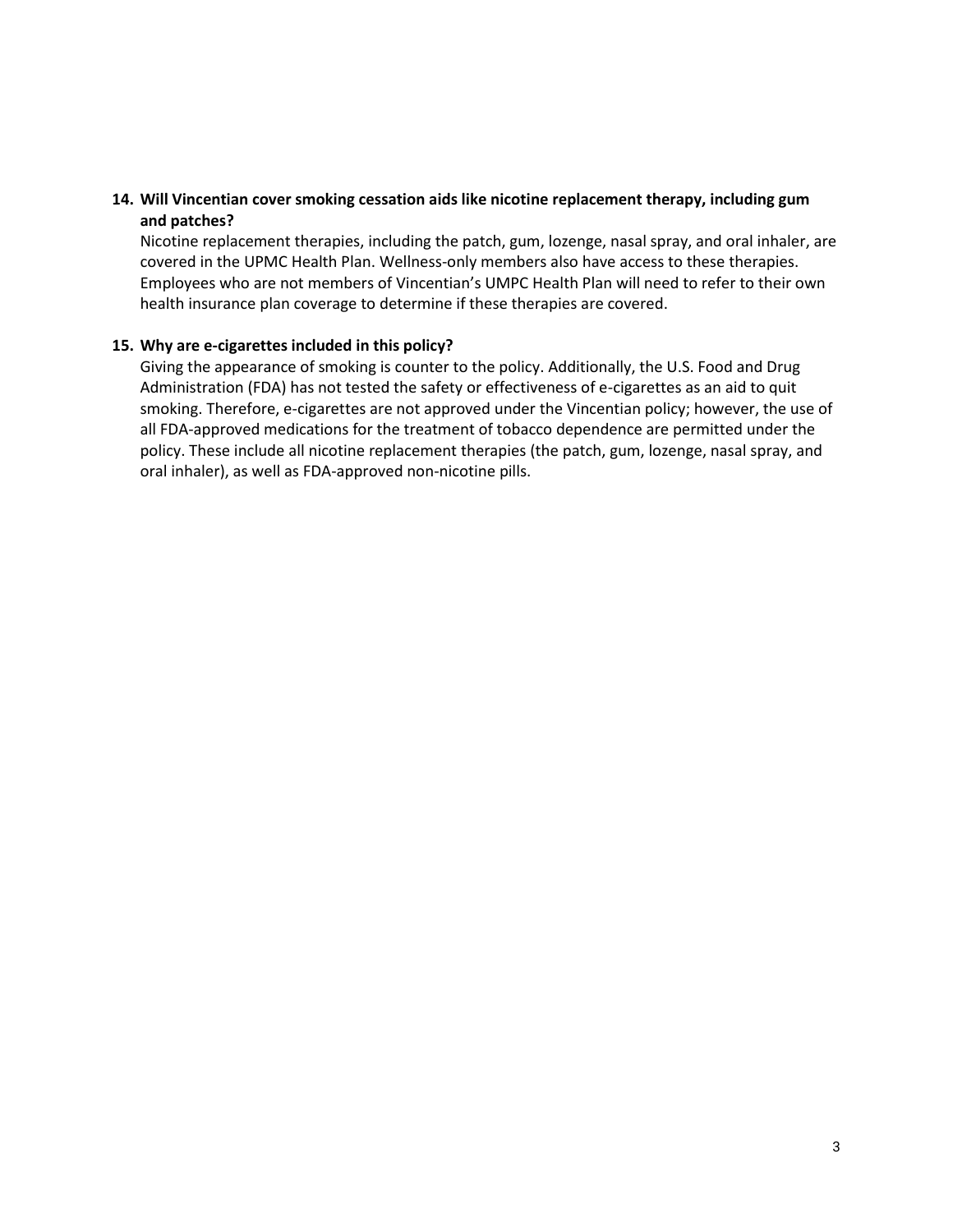14. **Will Vincentian cover smoking cessation aids like nicotine replacement therapy, including gum and patches?**
    Nicotine replacement therapies, including the patch, gum, lozenge, nasal spray, and oral inhaler, are covered in the UPMC Health Plan. Wellness-only members also have access to these therapies. Employees who are not members of Vincentian's UMPC Health Plan will need to refer to their own health insurance plan coverage to determine if these therapies are covered.

15. **Why are e-cigarettes included in this policy?**
    Giving the appearance of smoking is counter to the policy. Additionally, the U.S. Food and Drug Administration (FDA) has not tested the safety or effectiveness of e-cigarettes as an aid to quit smoking. Therefore, e-cigarettes are not approved under the Vincentian policy; however, the use of all FDA-approved medications for the treatment of tobacco dependence are permitted under the policy. These include all nicotine replacement therapies (the patch, gum, lozenge, nasal spray, and oral inhaler), as well as FDA-approved non-nicotine pills.